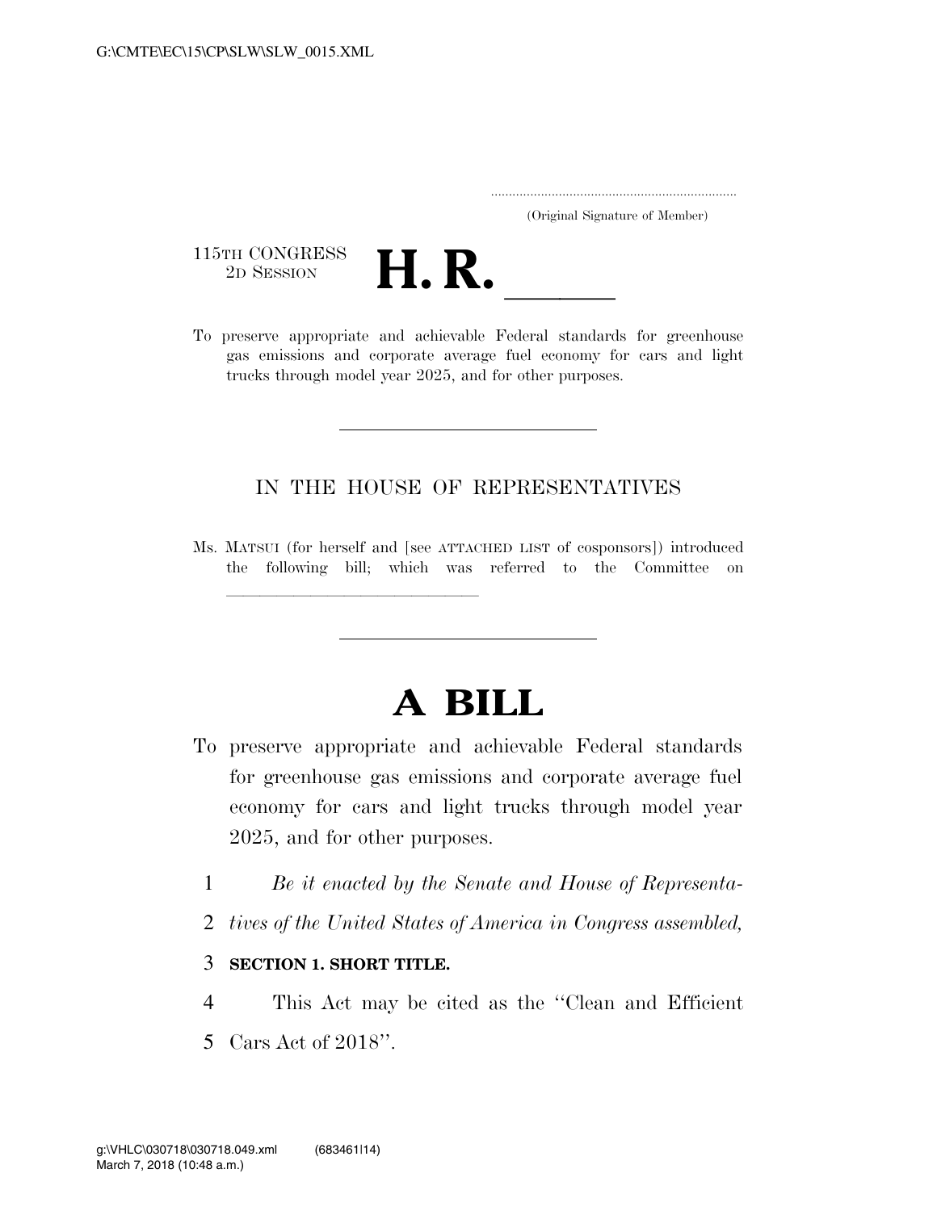G:\CMTE\EC\15\CP\SLW\SLW_0015.XML

.....................................................................
(Original Signature of Member)

115TH CONGRESS
2D SESSION

# H. R. \_\_\_\_\_\_

To preserve appropriate and achievable Federal standards for greenhouse gas emissions and corporate average fuel economy for cars and light trucks through model year 2025, and for other purposes.

---

IN THE HOUSE OF REPRESENTATIVES

Ms. MATSUI (for herself and [see ATTACHED LIST of cosponsors]) introduced the following bill; which was referred to the Committee on \_\_\_\_\_\_\_\_\_\_\_\_\_\_\_\_\_\_\_\_\_\_\_\_\_\_\_\_\_\_

---

# A BILL

To preserve appropriate and achievable Federal standards for greenhouse gas emissions and corporate average fuel economy for cars and light trucks through model year 2025, and for other purposes.

1 *Be it enacted by the Senate and House of Representa-*
2 *tives of the United States of America in Congress assembled,*

3 **SECTION 1. SHORT TITLE.**

4 This Act may be cited as the ''Clean and Efficient
5 Cars Act of 2018''.

g:\VHLC\030718\030718.049.xml (683461|14)
March 7, 2018 (10:48 a.m.)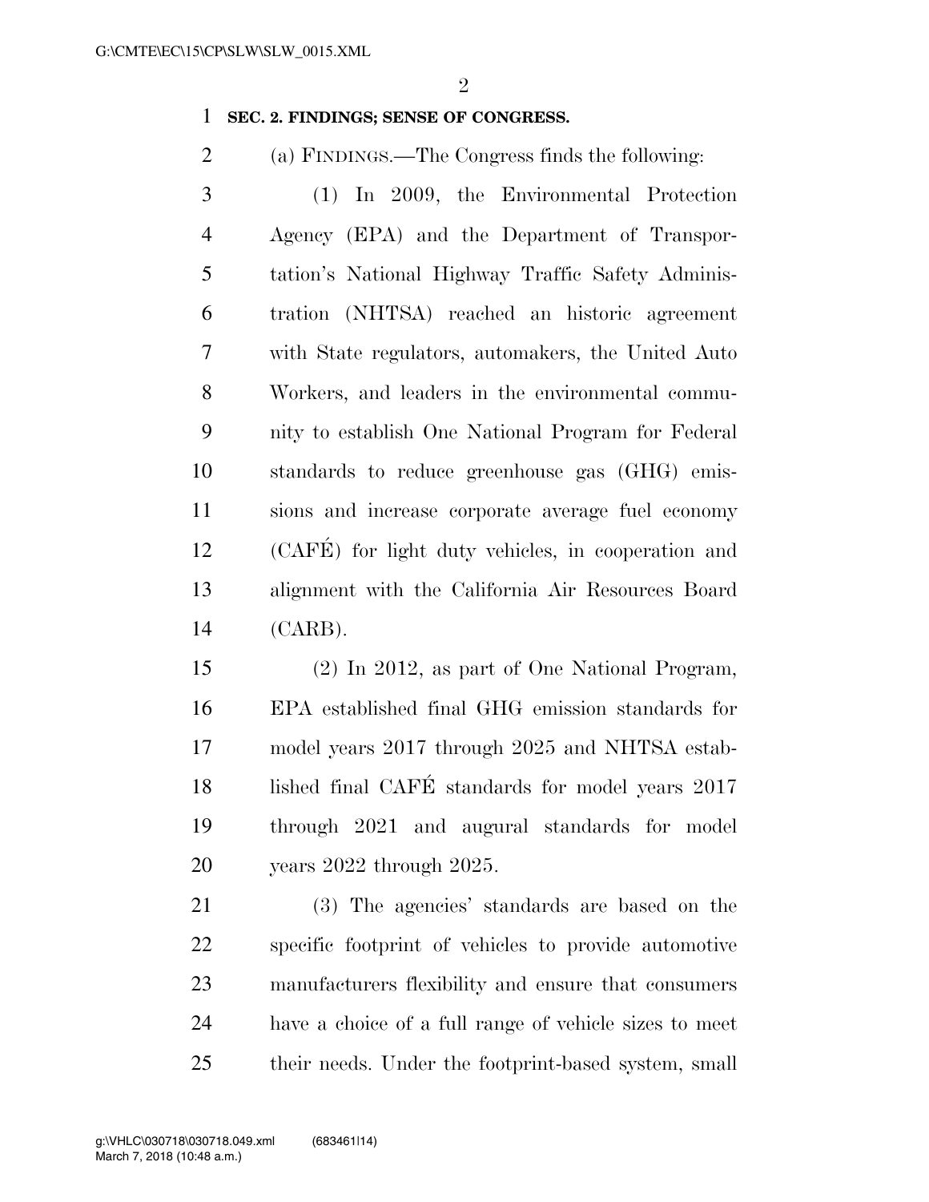**SEC. 2. FINDINGS; SENSE OF CONGRESS.**

(a) FINDINGS.—The Congress finds the following:

(1) In 2009, the Environmental Protection Agency (EPA) and the Department of Transportation's National Highway Traffic Safety Administration (NHTSA) reached an historic agreement with State regulators, automakers, the United Auto Workers, and leaders in the environmental community to establish One National Program for Federal standards to reduce greenhouse gas (GHG) emissions and increase corporate average fuel economy (CAFÉ) for light duty vehicles, in cooperation and alignment with the California Air Resources Board (CARB).

(2) In 2012, as part of One National Program, EPA established final GHG emission standards for model years 2017 through 2025 and NHTSA established final CAFÉ standards for model years 2017 through 2021 and augural standards for model years 2022 through 2025.

(3) The agencies' standards are based on the specific footprint of vehicles to provide automotive manufacturers flexibility and ensure that consumers have a choice of a full range of vehicle sizes to meet their needs. Under the footprint-based system, small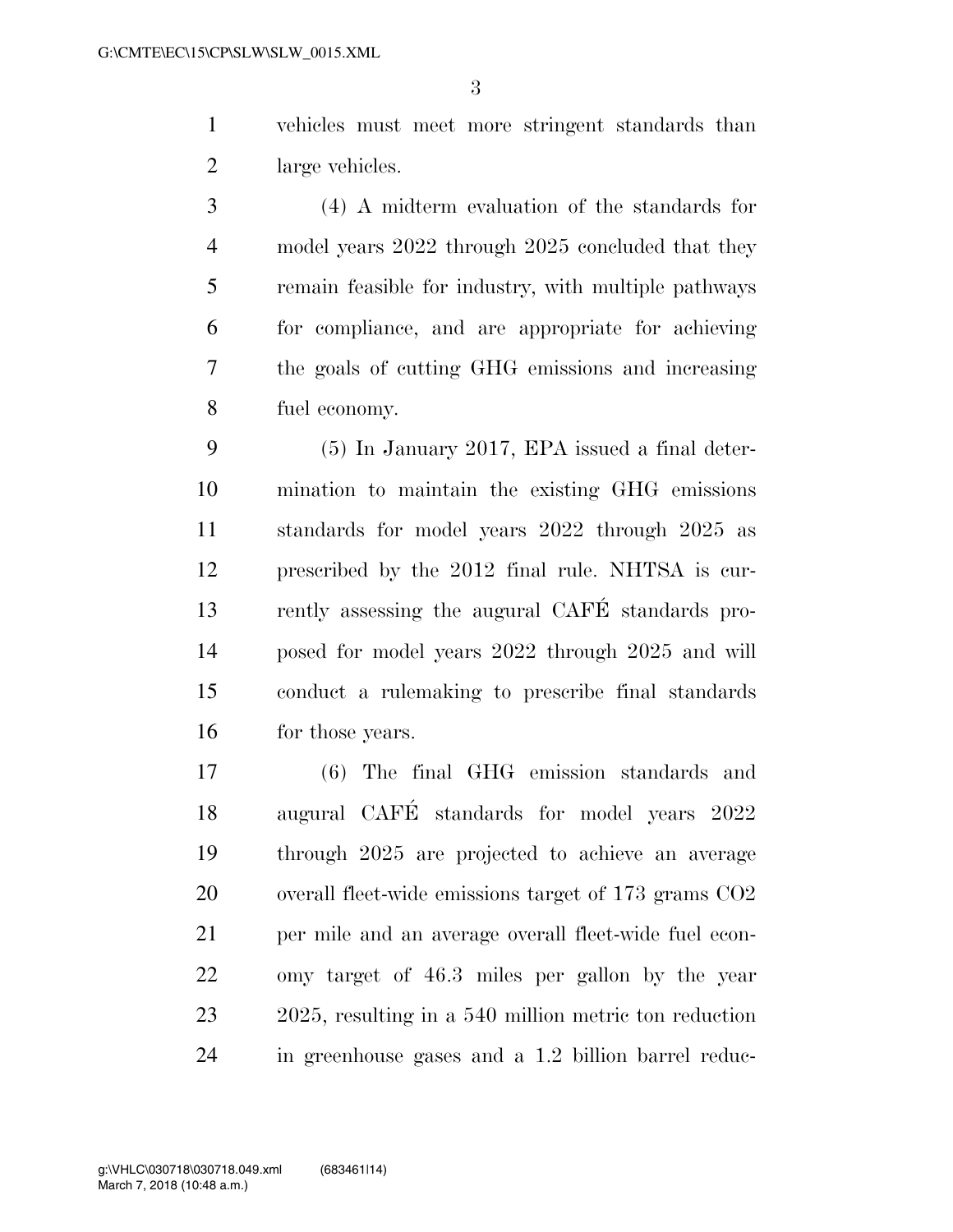vehicles must meet more stringent standards than large vehicles.

(4) A midterm evaluation of the standards for model years 2022 through 2025 concluded that they remain feasible for industry, with multiple pathways for compliance, and are appropriate for achieving the goals of cutting GHG emissions and increasing fuel economy.

(5) In January 2017, EPA issued a final determination to maintain the existing GHG emissions standards for model years 2022 through 2025 as prescribed by the 2012 final rule. NHTSA is currently assessing the augural CAFÉ standards proposed for model years 2022 through 2025 and will conduct a rulemaking to prescribe final standards for those years.

(6) The final GHG emission standards and augural CAFÉ standards for model years 2022 through 2025 are projected to achieve an average overall fleet-wide emissions target of 173 grams $CO_2$ per mile and an average overall fleet-wide fuel economy target of 46.3 miles per gallon by the year 2025, resulting in a 540 million metric ton reduction in greenhouse gases and a 1.2 billion barrel reduc-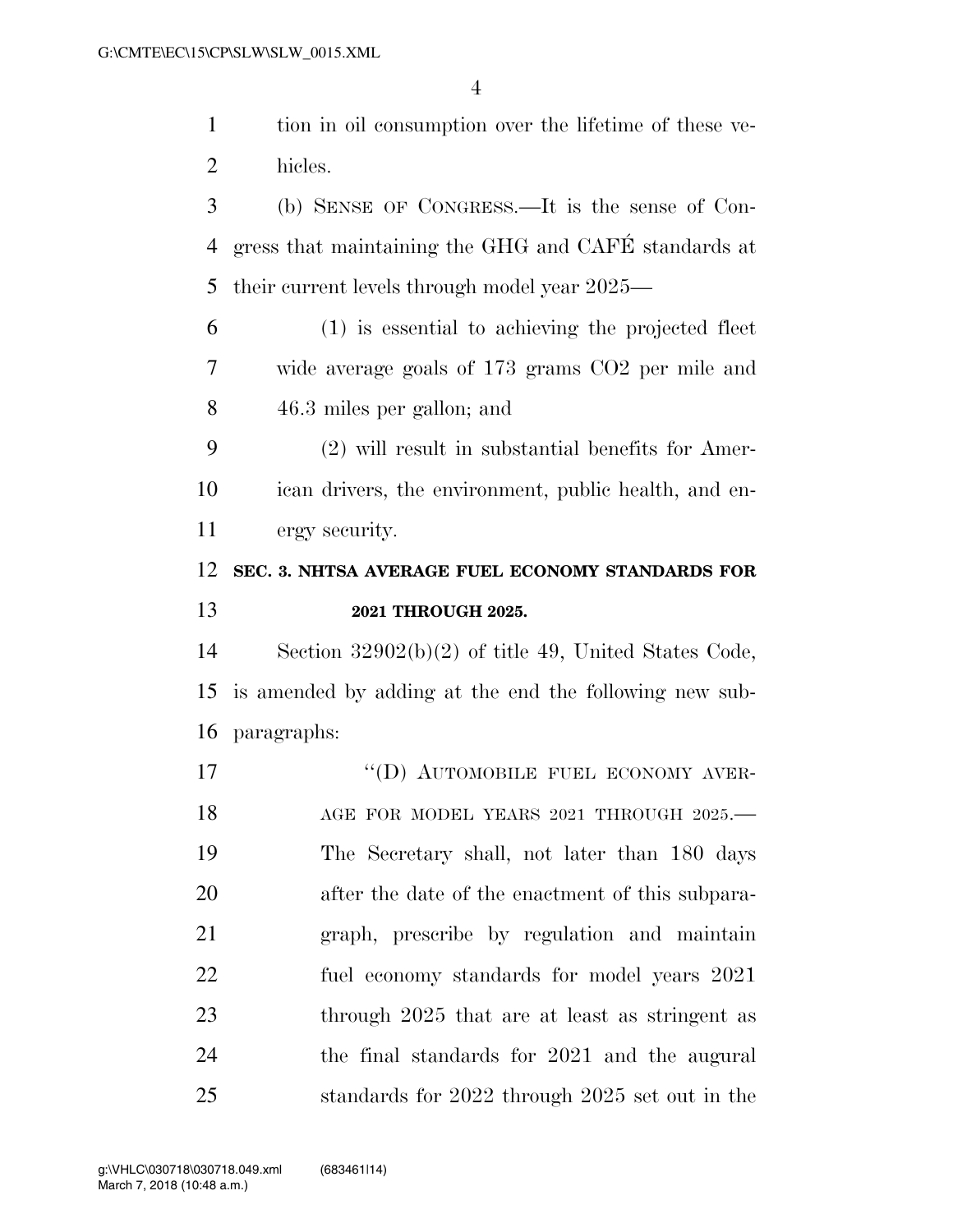tion in oil consumption over the lifetime of these vehicles.

(b) SENSE OF CONGRESS.—It is the sense of Congress that maintaining the GHG and CAFÉ standards at their current levels through model year 2025—

(1) is essential to achieving the projected fleet wide average goals of 173 grams CO2 per mile and 46.3 miles per gallon; and

(2) will result in substantial benefits for American drivers, the environment, public health, and energy security.

### SEC. 3. NHTSA AVERAGE FUEL ECONOMY STANDARDS FOR 2021 THROUGH 2025.

Section 32902(b)(2) of title 49, United States Code, is amended by adding at the end the following new subparagraphs:

"(D) AUTOMOBILE FUEL ECONOMY AVERAGE FOR MODEL YEARS 2021 THROUGH 2025.—The Secretary shall, not later than 180 days after the date of the enactment of this subparagraph, prescribe by regulation and maintain fuel economy standards for model years 2021 through 2025 that are at least as stringent as the final standards for 2021 and the augural standards for 2022 through 2025 set out in the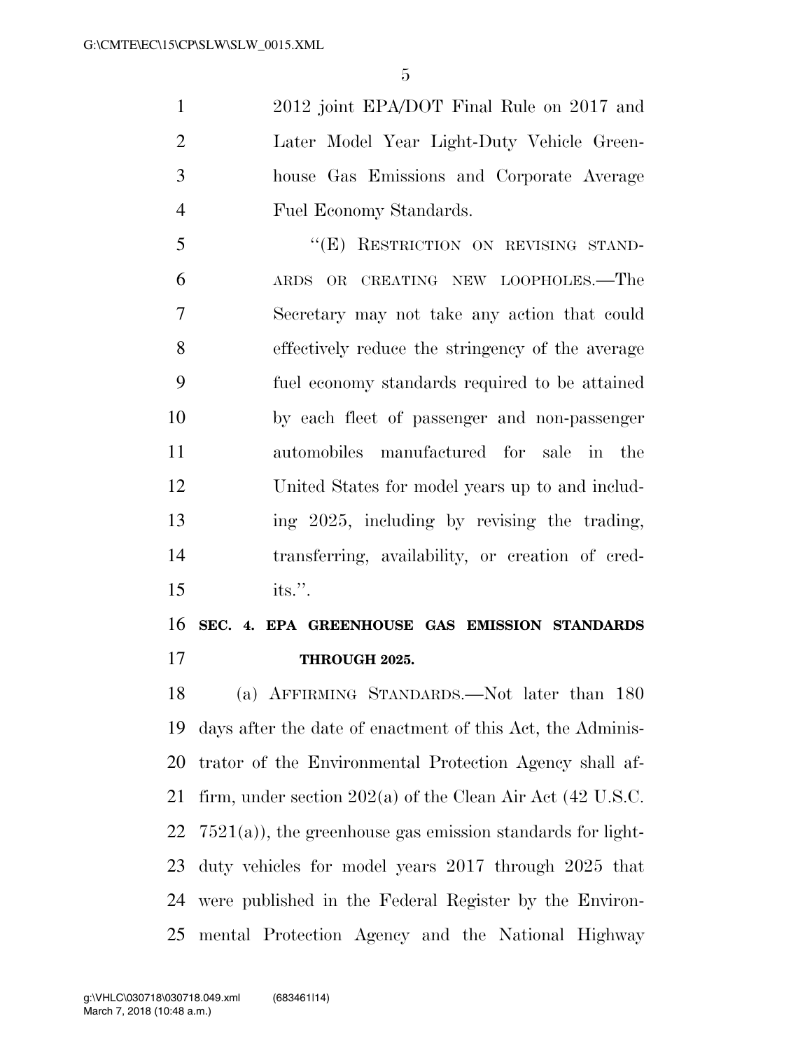2012 joint EPA/DOT Final Rule on 2017 and Later Model Year Light-Duty Vehicle Greenhouse Gas Emissions and Corporate Average Fuel Economy Standards.

"(E) RESTRICTION ON REVISING STANDARDS OR CREATING NEW LOOPHOLES.—The Secretary may not take any action that could effectively reduce the stringency of the average fuel economy standards required to be attained by each fleet of passenger and non-passenger automobiles manufactured for sale in the United States for model years up to and including 2025, including by revising the trading, transferring, availability, or creation of credits.".

**SEC. 4. EPA GREENHOUSE GAS EMISSION STANDARDS THROUGH 2025.**

(a) AFFIRMING STANDARDS.—Not later than 180 days after the date of enactment of this Act, the Administrator of the Environmental Protection Agency shall affirm, under section 202(a) of the Clean Air Act (42 U.S.C. 7521(a)), the greenhouse gas emission standards for light-duty vehicles for model years 2017 through 2025 that were published in the Federal Register by the Environmental Protection Agency and the National Highway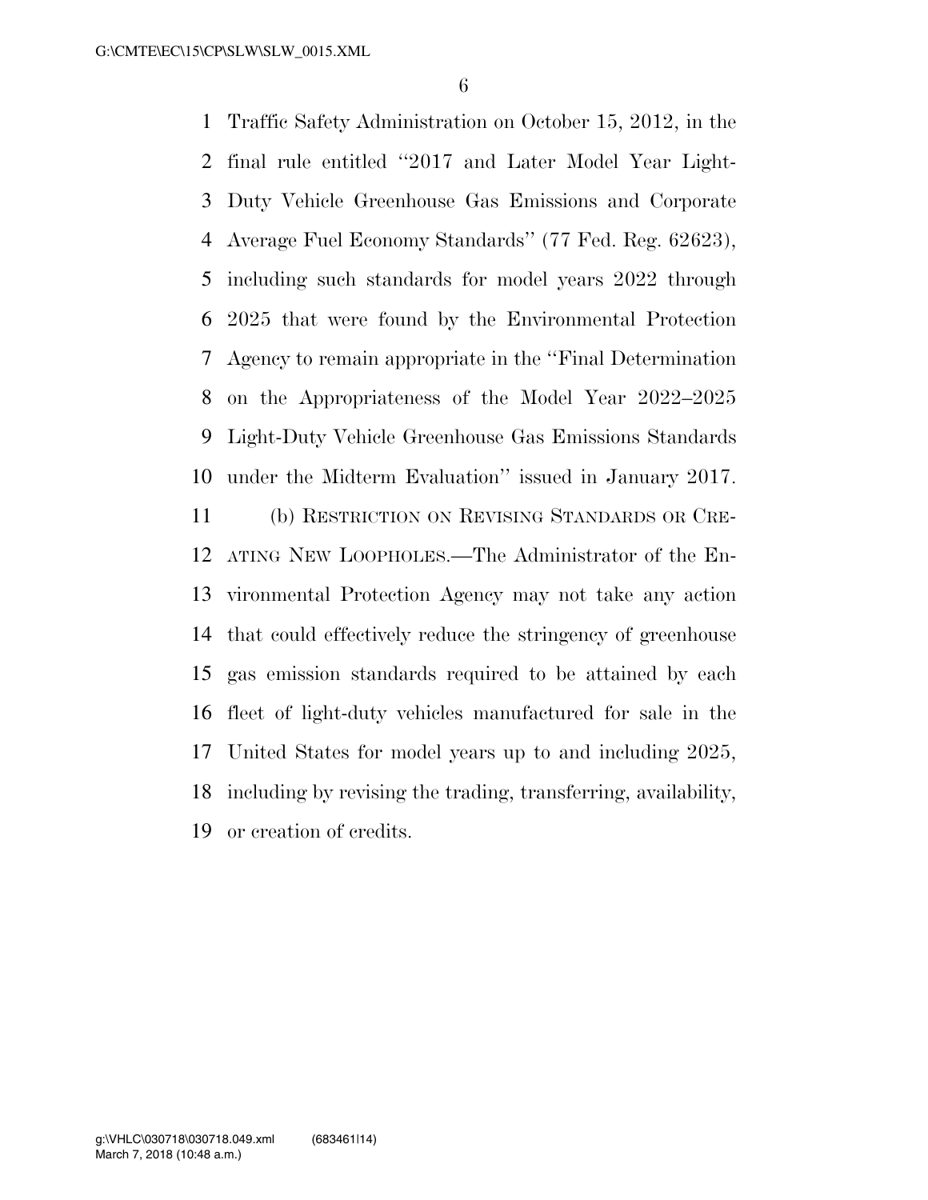Traffic Safety Administration on October 15, 2012, in the final rule entitled ''2017 and Later Model Year Light-Duty Vehicle Greenhouse Gas Emissions and Corporate Average Fuel Economy Standards'' (77 Fed. Reg. 62623), including such standards for model years 2022 through 2025 that were found by the Environmental Protection Agency to remain appropriate in the ''Final Determination on the Appropriateness of the Model Year 2022–2025 Light-Duty Vehicle Greenhouse Gas Emissions Standards under the Midterm Evaluation'' issued in January 2017.

(b) RESTRICTION ON REVISING STANDARDS OR CREATING NEW LOOPHOLES.—The Administrator of the Environmental Protection Agency may not take any action that could effectively reduce the stringency of greenhouse gas emission standards required to be attained by each fleet of light-duty vehicles manufactured for sale in the United States for model years up to and including 2025, including by revising the trading, transferring, availability, or creation of credits.